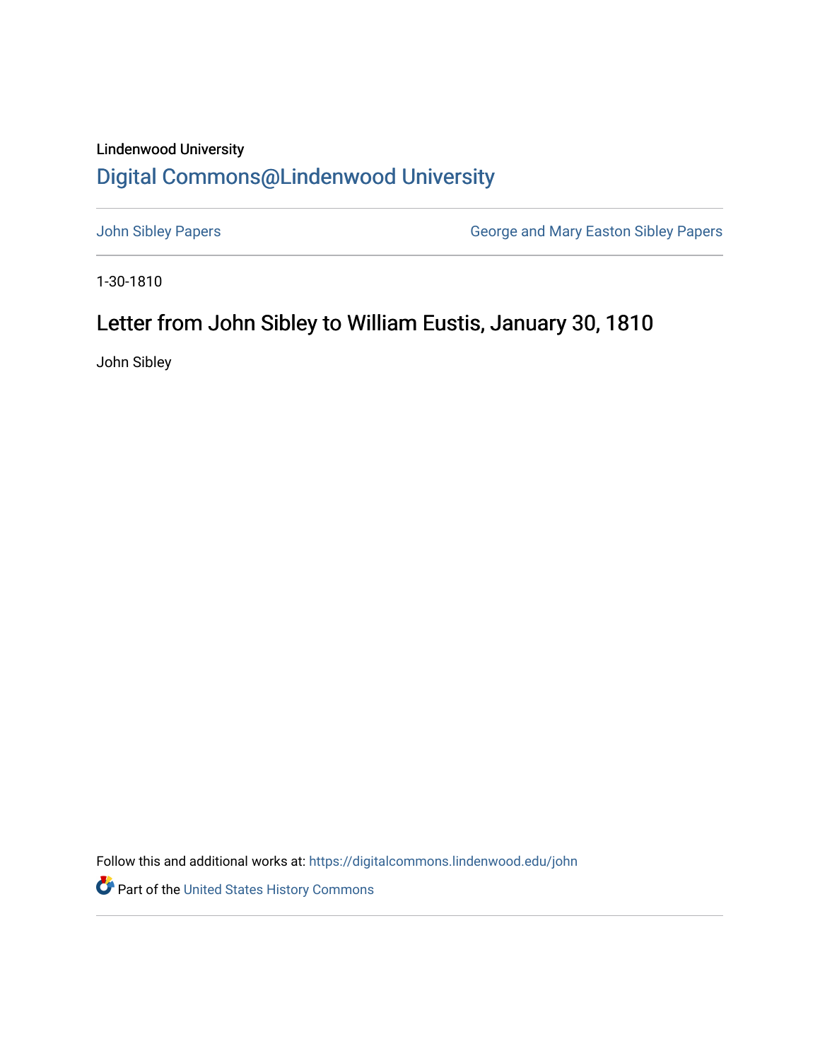Lindenwood University

# Digital Commons@Lindenwood University

John Sibley Papers | George and Mary Easton Sibley Papers

1-30-1810

## Letter from John Sibley to William Eustis, January 30, 1810

John Sibley

Follow this and additional works at: https://digitalcommons.lindenwood.edu/john

Part of the United States History Commons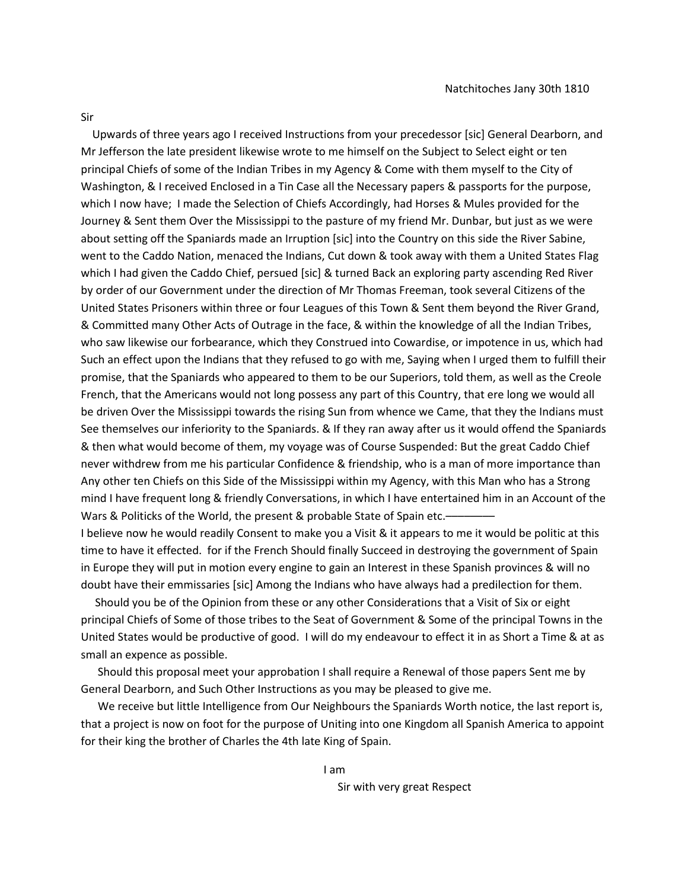Natchitoches Jany 30th 1810

Sir

Upwards of three years ago I received Instructions from your precedessor [sic] General Dearborn, and Mr Jefferson the late president likewise wrote to me himself on the Subject to Select eight or ten principal Chiefs of some of the Indian Tribes in my Agency & Come with them myself to the City of Washington, & I received Enclosed in a Tin Case all the Necessary papers & passports for the purpose, which I now have; I made the Selection of Chiefs Accordingly, had Horses & Mules provided for the Journey & Sent them Over the Mississippi to the pasture of my friend Mr. Dunbar, but just as we were about setting off the Spaniards made an Irruption [sic] into the Country on this side the River Sabine, went to the Caddo Nation, menaced the Indians, Cut down & took away with them a United States Flag which I had given the Caddo Chief, persued [sic] & turned Back an exploring party ascending Red River by order of our Government under the direction of Mr Thomas Freeman, took several Citizens of the United States Prisoners within three or four Leagues of this Town & Sent them beyond the River Grand, & Committed many Other Acts of Outrage in the face, & within the knowledge of all the Indian Tribes, who saw likewise our forbearance, which they Construed into Cowardise, or impotence in us, which had Such an effect upon the Indians that they refused to go with me, Saying when I urged them to fulfill their promise, that the Spaniards who appeared to them to be our Superiors, told them, as well as the Creole French, that the Americans would not long possess any part of this Country, that ere long we would all be driven Over the Mississippi towards the rising Sun from whence we Came, that they the Indians must See themselves our inferiority to the Spaniards. & If they ran away after us it would offend the Spaniards & then what would become of them, my voyage was of Course Suspended: But the great Caddo Chief never withdrew from me his particular Confidence & friendship, who is a man of more importance than Any other ten Chiefs on this Side of the Mississippi within my Agency, with this Man who has a Strong mind I have frequent long & friendly Conversations, in which I have entertained him in an Account of the Wars & Politicks of the World, the present & probable State of Spain etc.————

I believe now he would readily Consent to make you a Visit & it appears to me it would be politic at this time to have it effected. for if the French Should finally Succeed in destroying the government of Spain in Europe they will put in motion every engine to gain an Interest in these Spanish provinces & will no doubt have their emmissaries [sic] Among the Indians who have always had a predilection for them.

Should you be of the Opinion from these or any other Considerations that a Visit of Six or eight principal Chiefs of Some of those tribes to the Seat of Government & Some of the principal Towns in the United States would be productive of good. I will do my endeavour to effect it in as Short a Time & at as small an expence as possible.

Should this proposal meet your approbation I shall require a Renewal of those papers Sent me by General Dearborn, and Such Other Instructions as you may be pleased to give me.

We receive but little Intelligence from Our Neighbours the Spaniards Worth notice, the last report is, that a project is now on foot for the purpose of Uniting into one Kingdom all Spanish America to appoint for their king the brother of Charles the 4th late King of Spain.

I am

Sir with very great Respect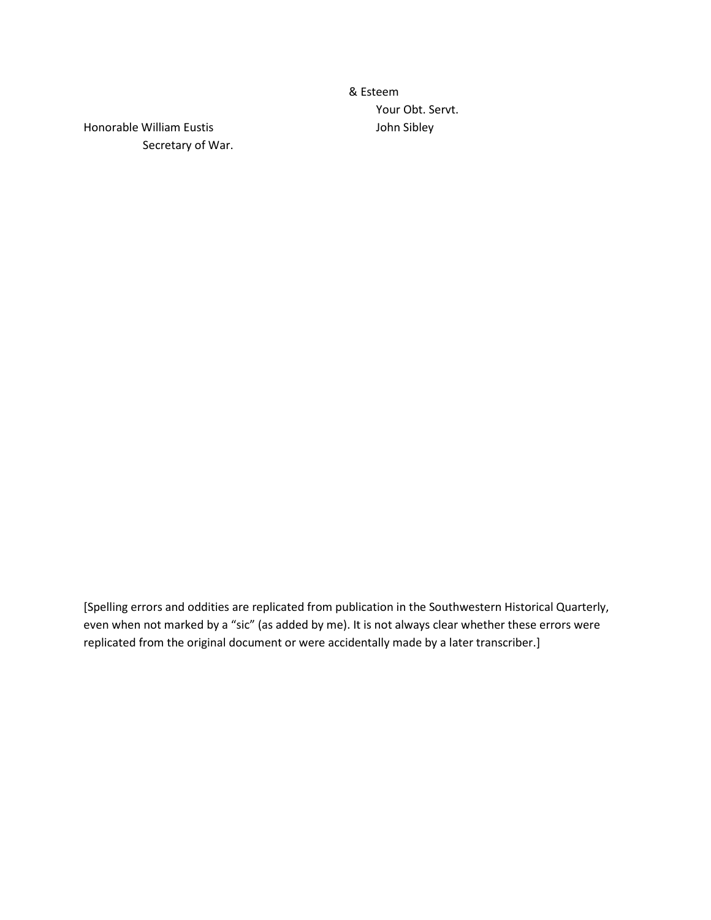& Esteem

Your Obt. Servt.

John Sibley

Honorable William Eustis

Secretary of War.

[Spelling errors and oddities are replicated from publication in the Southwestern Historical Quarterly, even when not marked by a "sic" (as added by me). It is not always clear whether these errors were replicated from the original document or were accidentally made by a later transcriber.]